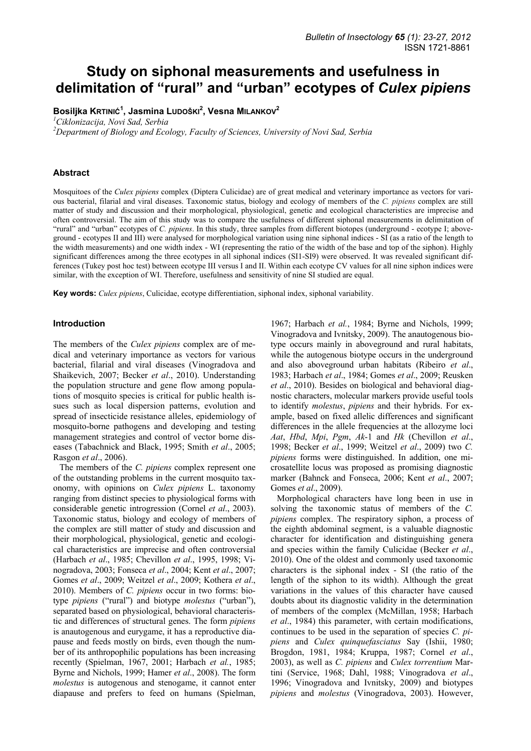# Study on siphonal measurements and usefulness in delimitation of "rural" and "urban" ecotypes of *Culex pipiens*

**Bosiljka Krtinić[1], Jasmina Ludoški[2], Vesna Milankov[2]**

[1]*Ciklonizacija, Novi Sad, Serbia*

[2]*Department of Biology and Ecology, Faculty of Sciences, University of Novi Sad, Serbia*

## Abstract

Mosquitoes of the *Culex pipiens* complex (Diptera Culicidae) are of great medical and veterinary importance as vectors for various bacterial, filarial and viral diseases. Taxonomic status, biology and ecology of members of the *C. pipiens* complex are still matter of study and discussion and their morphological, physiological, genetic and ecological characteristics are imprecise and often controversial. The aim of this study was to compare the usefulness of different siphonal measurements in delimitation of "rural" and "urban" ecotypes of *C. pipiens*. In this study, three samples from different biotopes (underground - ecotype I; aboveground - ecotypes II and III) were analysed for morphological variation using nine siphonal indices - SI (as a ratio of the length to the width measurements) and one width index - WI (representing the ratio of the width of the base and top of the siphon). Highly significant differences among the three ecotypes in all siphonal indices (SI1-SI9) were observed. It was revealed significant differences (Tukey post hoc test) between ecotype III versus I and II. Within each ecotype CV values for all nine siphon indices were similar, with the exception of WI. Therefore, usefulness and sensitivity of nine SI studied are equal.

**Key words:** *Culex pipiens*, Culicidae, ecotype differentiation, siphonal index, siphonal variability.

## Introduction

The members of the *Culex pipiens* complex are of medical and veterinary importance as vectors for various bacterial, filarial and viral diseases (Vinogradova and Shaikevich, 2007; Becker *et al*., 2010). Understanding the population structure and gene flow among populations of mosquito species is critical for public health issues such as local dispersion patterns, evolution and spread of insecticide resistance alleles, epidemiology of mosquito-borne pathogens and developing and testing management strategies and control of vector borne diseases (Tabachnick and Black, 1995; Smith *et al*., 2005; Rasgon *et al*., 2006).

The members of the *C. pipiens* complex represent one of the outstanding problems in the current mosquito taxonomy, with opinions on *Culex pipiens* L. taxonomy ranging from distinct species to physiological forms with considerable genetic introgression (Cornel *et al*., 2003). Taxonomic status, biology and ecology of members of the complex are still matter of study and discussion and their morphological, physiological, genetic and ecological characteristics are imprecise and often controversial (Harbach *et al*., 1985; Chevillon *et al*., 1995, 1998; Vinogradova, 2003; Fonseca *et al*., 2004; Kent *et al*., 2007; Gomes *et al*., 2009; Weitzel *et al*., 2009; Kothera *et al*., 2010). Members of *C. pipiens* occur in two forms: biotype *pipiens* ("rural") and biotype *molestus* ("urban"), separated based on physiological, behavioral characteristic and differences of structural genes. The form *pipiens* is anautogenous and eurygame, it has a reproductive diapause and feeds mostly on birds, even though the number of its anthropophilic populations has been increasing recently (Spielman, 1967, 2001; Harbach *et al.*, 1985; Byrne and Nichols, 1999; Hamer *et al*., 2008). The form *molestus* is autogenous and stenogame, it cannot enter diapause and prefers to feed on humans (Spielman, 1967; Harbach *et al*., 1984; Byrne and Nichols, 1999; Vinogradova and Ivnitsky, 2009). The anautogenous biotype occurs mainly in aboveground and rural habitats, while the autogenous biotype occurs in the underground and also aboveground urban habitats (Ribeiro *et al*., 1983; Harbach *et al*., 1984; Gomes *et al*., 2009; Reusken *et al*., 2010). Besides on biological and behavioral diagnostic characters, molecular markers provide useful tools to identify *molestus*, *pipiens* and their hybrids. For example, based on fixed allelic differences and significant differences in the allele frequencies at the allozyme loci *Aat*, *Hbd*, *Mpi*, *Pgm*, *Ak*-1 and *Hk* (Chevillon *et al*., 1998; Becker *et al*., 1999; Weitzel *et al*., 2009) two *C. pipiens* forms were distinguished. In addition, one microsatellite locus was proposed as promising diagnostic marker (Bahnck and Fonseca, 2006; Kent *et al*., 2007; Gomes *et al*., 2009).

Morphological characters have long been in use in solving the taxonomic status of members of the *C. pipiens* complex. The respiratory siphon, a process of the eighth abdominal segment, is a valuable diagnostic character for identification and distinguishing genera and species within the family Culicidae (Becker *et al*., 2010). One of the oldest and commonly used taxonomic characters is the siphonal index - SI (the ratio of the length of the siphon to its width). Although the great variations in the values of this character have caused doubts about its diagnostic validity in the determination of members of the complex (McMillan, 1958; Harbach *et al*., 1984) this parameter, with certain modifications, continues to be used in the separation of species *C. pipiens* and *Culex quinquefasciatus* Say (Ishii, 1980; Brogdon, 1981, 1984; Kruppa, 1987; Cornel *et al*., 2003), as well as *C. pipiens* and *Culex torrentium* Martini (Service, 1968; Dahl, 1988; Vinogradova *et al*., 1996; Vinogradova and Ivnitsky, 2009) and biotypes *pipiens* and *molestus* (Vinogradova, 2003). However,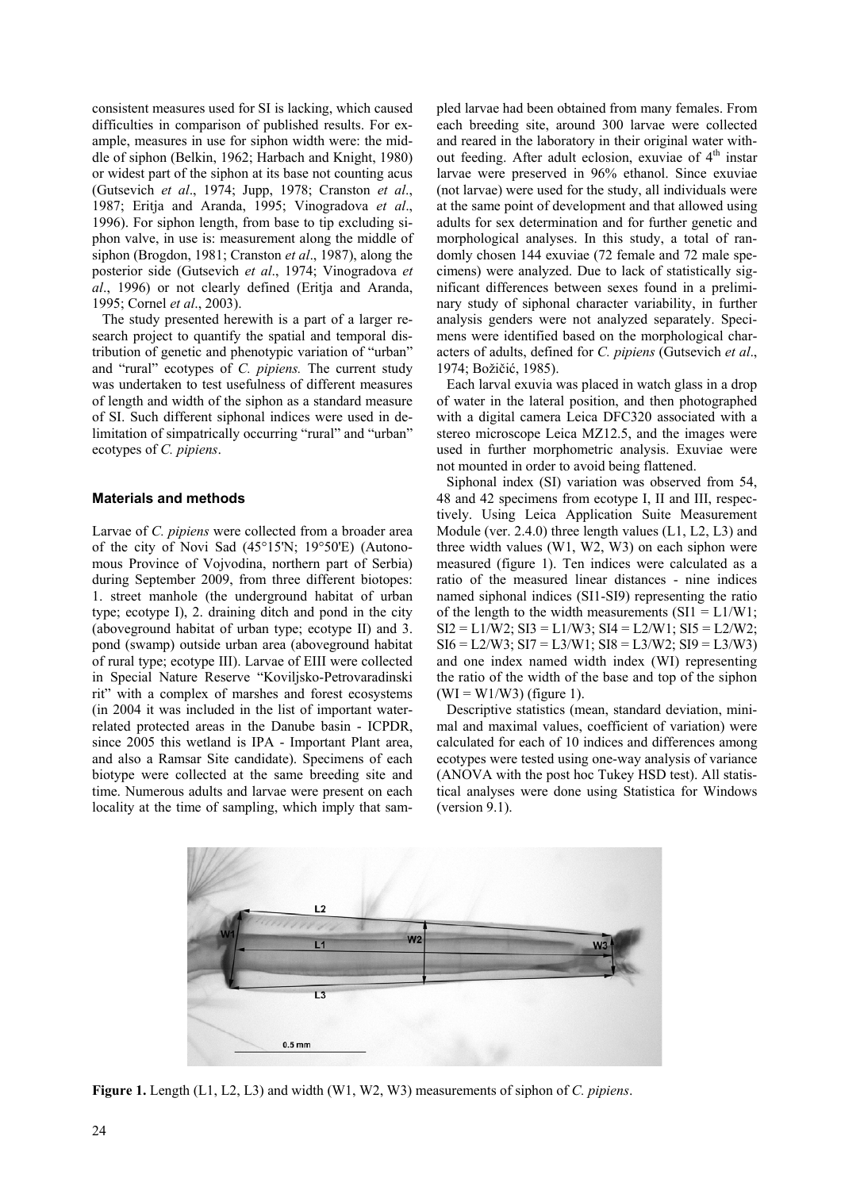consistent measures used for SI is lacking, which caused difficulties in comparison of published results. For example, measures in use for siphon width were: the middle of siphon (Belkin, 1962; Harbach and Knight, 1980) or widest part of the siphon at its base not counting acus (Gutsevich *et al*., 1974; Jupp, 1978; Cranston *et al*., 1987; Eritja and Aranda, 1995; Vinogradova *et al*., 1996). For siphon length, from base to tip excluding siphon valve, in use is: measurement along the middle of siphon (Brogdon, 1981; Cranston *et al*., 1987), along the posterior side (Gutsevich *et al*., 1974; Vinogradova *et al*., 1996) or not clearly defined (Eritja and Aranda, 1995; Cornel *et al*., 2003).

The study presented herewith is a part of a larger research project to quantify the spatial and temporal distribution of genetic and phenotypic variation of "urban" and "rural" ecotypes of *C. pipiens.* The current study was undertaken to test usefulness of different measures of length and width of the siphon as a standard measure of SI. Such different siphonal indices were used in delimitation of simpatrically occurring "rural" and "urban" ecotypes of *C. pipiens*.

## Materials and methods

Larvae of *C. pipiens* were collected from a broader area of the city of Novi Sad (45°15'N; 19°50'E) (Autonomous Province of Vojvodina, northern part of Serbia) during September 2009, from three different biotopes: 1. street manhole (the underground habitat of urban type; ecotype I), 2. draining ditch and pond in the city (aboveground habitat of urban type; ecotype II) and 3. pond (swamp) outside urban area (aboveground habitat of rural type; ecotype III). Larvae of EIII were collected in Special Nature Reserve "Koviljsko-Petrovaradinski rit" with a complex of marshes and forest ecosystems (in 2004 it was included in the list of important water-related protected areas in the Danube basin - ICPDR, since 2005 this wetland is IPA - Important Plant area, and also a Ramsar Site candidate). Specimens of each biotype were collected at the same breeding site and time. Numerous adults and larvae were present on each locality at the time of sampling, which imply that sampled larvae had been obtained from many females. From each breeding site, around 300 larvae were collected and reared in the laboratory in their original water without feeding. After adult eclosion, exuviae of 4[th] instar larvae were preserved in 96% ethanol. Since exuviae (not larvae) were used for the study, all individuals were at the same point of development and that allowed using adults for sex determination and for further genetic and morphological analyses. In this study, a total of randomly chosen 144 exuviae (72 female and 72 male specimens) were analyzed. Due to lack of statistically significant differences between sexes found in a preliminary study of siphonal character variability, in further analysis genders were not analyzed separately. Specimens were identified based on the morphological characters of adults, defined for *C. pipiens* (Gutsevich *et al*., 1974; Božičić, 1985).

Each larval exuvia was placed in watch glass in a drop of water in the lateral position, and then photographed with a digital camera Leica DFC320 associated with a stereo microscope Leica MZ12.5, and the images were used in further morphometric analysis. Exuviae were not mounted in order to avoid being flattened.

Siphonal index (SI) variation was observed from 54, 48 and 42 specimens from ecotype I, II and III, respectively. Using Leica Application Suite Measurement Module (ver. 2.4.0) three length values (L1, L2, L3) and three width values (W1, W2, W3) on each siphon were measured (figure 1). Ten indices were calculated as a ratio of the measured linear distances - nine indices named siphonal indices (SI1-SI9) representing the ratio of the length to the width measurements (SI1 = L1/W1; SI2 = L1/W2; SI3 = L1/W3; SI4 = L2/W1; SI5 = L2/W2; SI6 = L2/W3; SI7 = L3/W1; SI8 = L3/W2; SI9 = L3/W3) and one index named width index (WI) representing the ratio of the width of the base and top of the siphon (WI = W1/W3) (figure 1).

Descriptive statistics (mean, standard deviation, minimal and maximal values, coefficient of variation) were calculated for each of 10 indices and differences among ecotypes were tested using one-way analysis of variance (ANOVA with the post hoc Tukey HSD test). All statistical analyses were done using Statistica for Windows (version 9.1).

**Figure 1.** Length (L1, L2, L3) and width (W1, W2, W3) measurements of siphon of *C. pipiens*.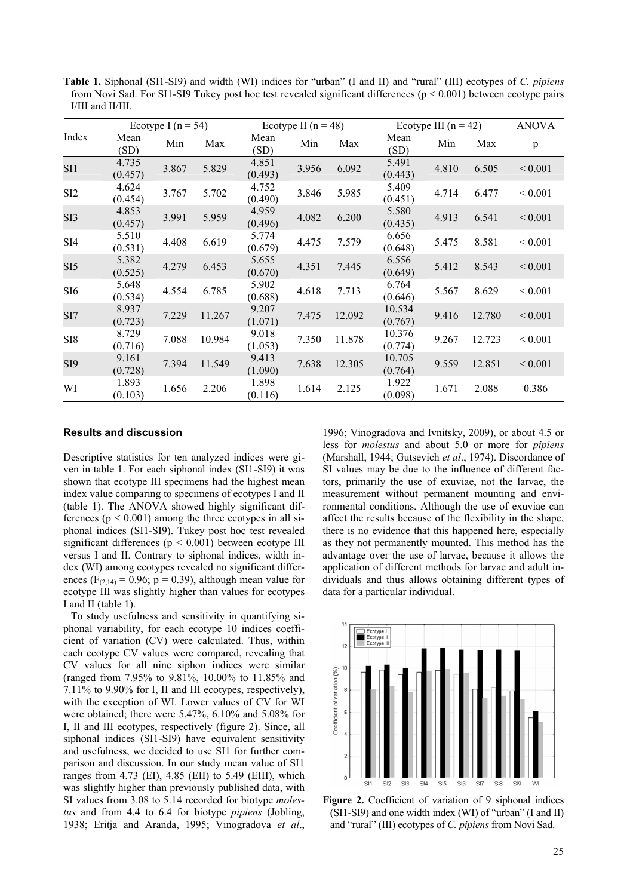**Table 1.** Siphonal (SI1-SI9) and width (WI) indices for "urban" (I and II) and "rural" (III) ecotypes of *C. pipiens* from Novi Sad. For SI1-SI9 Tukey post hoc test revealed significant differences ($p < 0.001$) between ecotype pairs I/III and II/III.

| Index | Ecotype I (n = 54) | | | Ecotype II (n = 48) | | | Ecotype III (n = 42) | | | ANOVA |
|---|---|---|---|---|---|---|---|---|---|---|
| | Mean (SD) | Min | Max | Mean (SD) | Min | Max | Mean (SD) | Min | Max | p |
| SI1 | 4.735 (0.457) | 3.867 | 5.829 | 4.851 (0.493) | 3.956 | 6.092 | 5.491 (0.443) | 4.810 | 6.505 | < 0.001 |
| SI2 | 4.624 (0.454) | 3.767 | 5.702 | 4.752 (0.490) | 3.846 | 5.985 | 5.409 (0.451) | 4.714 | 6.477 | < 0.001 |
| SI3 | 4.853 (0.457) | 3.991 | 5.959 | 4.959 (0.496) | 4.082 | 6.200 | 5.580 (0.435) | 4.913 | 6.541 | < 0.001 |
| SI4 | 5.510 (0.531) | 4.408 | 6.619 | 5.774 (0.679) | 4.475 | 7.579 | 6.656 (0.648) | 5.475 | 8.581 | < 0.001 |
| SI5 | 5.382 (0.525) | 4.279 | 6.453 | 5.655 (0.670) | 4.351 | 7.445 | 6.556 (0.649) | 5.412 | 8.543 | < 0.001 |
| SI6 | 5.648 (0.534) | 4.554 | 6.785 | 5.902 (0.688) | 4.618 | 7.713 | 6.764 (0.646) | 5.567 | 8.629 | < 0.001 |
| SI7 | 8.937 (0.723) | 7.229 | 11.267 | 9.207 (1.071) | 7.475 | 12.092 | 10.534 (0.767) | 9.416 | 12.780 | < 0.001 |
| SI8 | 8.729 (0.716) | 7.088 | 10.984 | 9.018 (1.053) | 7.350 | 11.878 | 10.376 (0.774) | 9.267 | 12.723 | < 0.001 |
| SI9 | 9.161 (0.728) | 7.394 | 11.549 | 9.413 (1.090) | 7.638 | 12.305 | 10.705 (0.764) | 9.559 | 12.851 | < 0.001 |
| WI | 1.893 (0.103) | 1.656 | 2.206 | 1.898 (0.116) | 1.614 | 2.125 | 1.922 (0.098) | 1.671 | 2.088 | 0.386 |

## Results and discussion

Descriptive statistics for ten analyzed indices were given in table 1. For each siphonal index (SI1-SI9) it was shown that ecotype III specimens had the highest mean index value comparing to specimens of ecotypes I and II (table 1). The ANOVA showed highly significant differences ($p < 0.001$) among the three ecotypes in all siphonal indices (SI1-SI9). Tukey post hoc test revealed significant differences ($p < 0.001$) between ecotype III versus I and II. Contrary to siphonal indices, width index (WI) among ecotypes revealed no significant differences ($F_{(2,14)} = 0.96$; $p = 0.39$), although mean value for ecotype III was slightly higher than values for ecotypes I and II (table 1).

To study usefulness and sensitivity in quantifying siphonal variability, for each ecotype 10 indices coefficient of variation (CV) were calculated. Thus, within each ecotype CV values were compared, revealing that CV values for all nine siphon indices were similar (ranged from 7.95% to 9.81%, 10.00% to 11.85% and 7.11% to 9.90% for I, II and III ecotypes, respectively), with the exception of WI. Lower values of CV for WI were obtained; there were 5.47%, 6.10% and 5.08% for I, II and III ecotypes, respectively (figure 2). Since, all siphonal indices (SI1-SI9) have equivalent sensitivity and usefulness, we decided to use SI1 for further comparison and discussion. In our study mean value of SI1 ranges from 4.73 (EI), 4.85 (EII) to 5.49 (EIII), which was slightly higher than previously published data, with SI values from 3.08 to 5.14 recorded for biotype *molestus* and from 4.4 to 6.4 for biotype *pipiens* (Jobling, 1938; Eritja and Aranda, 1995; Vinogradova *et al*., 1996; Vinogradova and Ivnitsky, 2009), or about 4.5 or less for *molestus* and about 5.0 or more for *pipiens* (Marshall, 1944; Gutsevich *et al*., 1974). Discordance of SI values may be due to the influence of different factors, primarily the use of exuviae, not the larvae, the measurement without permanent mounting and environmental conditions. Although the use of exuviae can affect the results because of the flexibility in the shape, there is no evidence that this happened here, especially as they not permanently mounted. This method has the advantage over the use of larvae, because it allows the application of different methods for larvae and adult individuals and thus allows obtaining different types of data for a particular individual.

**Figure 2.** Coefficient of variation of 9 siphonal indices (SI1-SI9) and one width index (WI) of "urban" (I and II) and "rural" (III) ecotypes of *C. pipiens* from Novi Sad.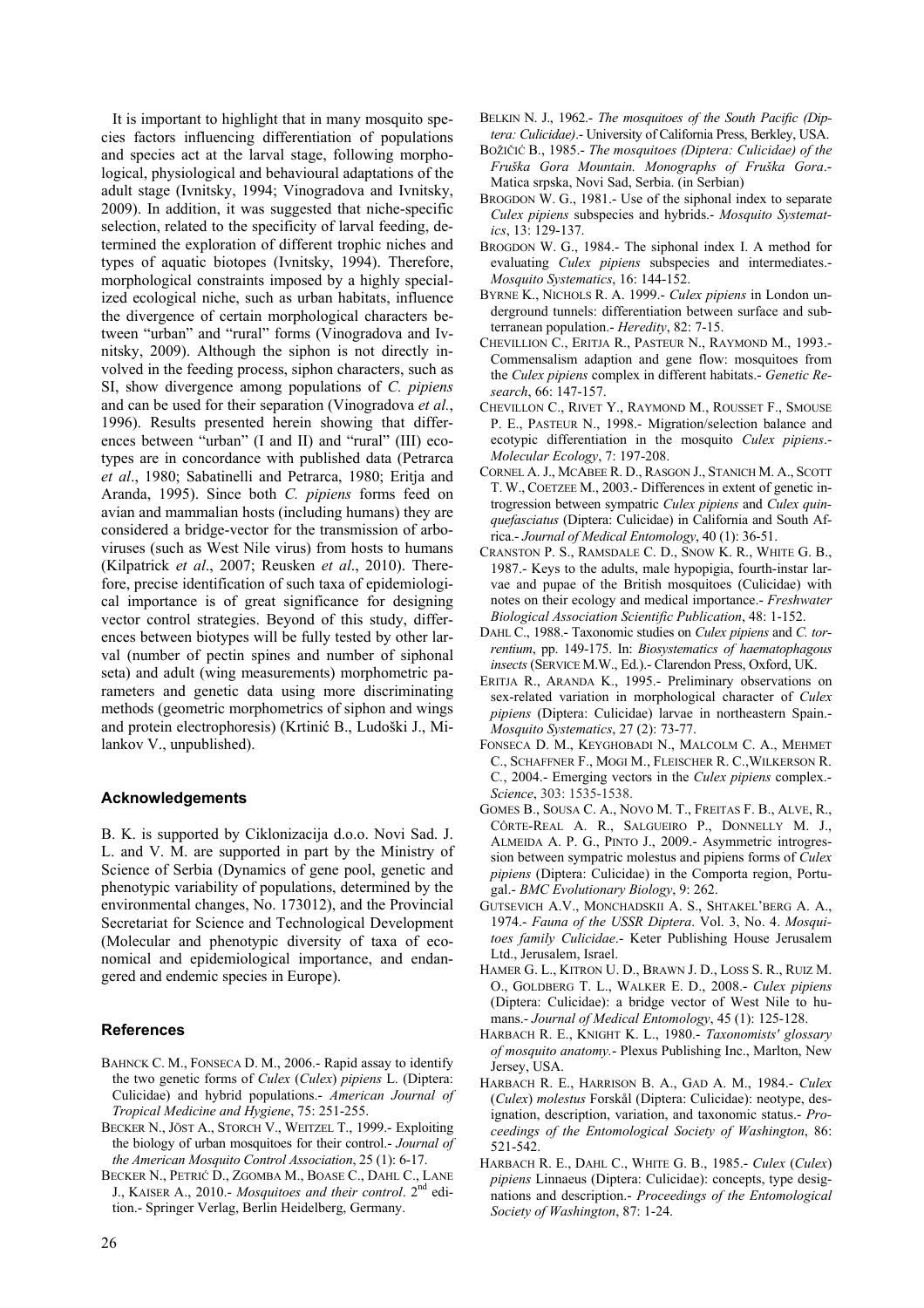It is important to highlight that in many mosquito species factors influencing differentiation of populations and species act at the larval stage, following morphological, physiological and behavioural adaptations of the adult stage (Ivnitsky, 1994; Vinogradova and Ivnitsky, 2009). In addition, it was suggested that niche-specific selection, related to the specificity of larval feeding, determined the exploration of different trophic niches and types of aquatic biotopes (Ivnitsky, 1994). Therefore, morphological constraints imposed by a highly specialized ecological niche, such as urban habitats, influence the divergence of certain morphological characters between "urban" and "rural" forms (Vinogradova and Ivnitsky, 2009). Although the siphon is not directly involved in the feeding process, siphon characters, such as SI, show divergence among populations of *C. pipiens* and can be used for their separation (Vinogradova *et al.*, 1996). Results presented herein showing that differences between "urban" (I and II) and "rural" (III) ecotypes are in concordance with published data (Petrarca *et al*., 1980; Sabatinelli and Petrarca, 1980; Eritja and Aranda, 1995). Since both *C. pipiens* forms feed on avian and mammalian hosts (including humans) they are considered a bridge-vector for the transmission of arboviruses (such as West Nile virus) from hosts to humans (Kilpatrick *et al*., 2007; Reusken *et al*., 2010). Therefore, precise identification of such taxa of epidemiological importance is of great significance for designing vector control strategies. Beyond of this study, differences between biotypes will be fully tested by other larval (number of pectin spines and number of siphonal seta) and adult (wing measurements) morphometric parameters and genetic data using more discriminating methods (geometric morphometrics of siphon and wings and protein electrophoresis) (Krtinić B., Ludoški J., Milankov V., unpublished).

## Acknowledgements

B. K. is supported by Ciklonizacija d.o.o. Novi Sad. J. L. and V. M. are supported in part by the Ministry of Science of Serbia (Dynamics of gene pool, genetic and phenotypic variability of populations, determined by the environmental changes, No. 173012), and the Provincial Secretariat for Science and Technological Development (Molecular and phenotypic diversity of taxa of economical and epidemiological importance, and endangered and endemic species in Europe).

## References

BAHNCK C. M., FONSECA D. M., 2006.- Rapid assay to identify the two genetic forms of *Culex* (*Culex*) *pipiens* L. (Diptera: Culicidae) and hybrid populations.- *American Journal of Tropical Medicine and Hygiene*, 75: 251-255.

BECKER N., JÖST A., STORCH V., WEITZEL T., 1999.- Exploiting the biology of urban mosquitoes for their control.- *Journal of the American Mosquito Control Association*, 25 (1): 6-17.

BECKER N., PETRIĆ D., ZGOMBA M., BOASE C., DAHL C., LANE J., KAISER A., 2010.- *Mosquitoes and their control*. 2nd edition.- Springer Verlag, Berlin Heidelberg, Germany.

BELKIN N. J., 1962.- *The mosquitoes of the South Pacific (Diptera: Culicidae)*.- University of California Press, Berkley, USA.

BOŽIČIĆ B., 1985.- *The mosquitoes (Diptera: Culicidae) of the Fruška Gora Mountain. Monographs of Fruška Gora*.- Matica srpska, Novi Sad, Serbia. (in Serbian)

BROGDON W. G., 1981.- Use of the siphonal index to separate *Culex pipiens* subspecies and hybrids.- *Mosquito Systematics*, 13: 129-137.

BROGDON W. G., 1984.- The siphonal index I. A method for evaluating *Culex pipiens* subspecies and intermediates.- *Mosquito Systematics*, 16: 144-152.

BYRNE K., NICHOLS R. A. 1999.- *Culex pipiens* in London underground tunnels: differentiation between surface and subterranean population.- *Heredity*, 82: 7-15.

CHEVILLION C., ERITJA R., PASTEUR N., RAYMOND M., 1993.- Commensalism adaption and gene flow: mosquitoes from the *Culex pipiens* complex in different habitats.- *Genetic Research*, 66: 147-157.

CHEVILLON C., RIVET Y., RAYMOND M., ROUSSET F., SMOUSE P. E., PASTEUR N., 1998.- Migration/selection balance and ecotypic differentiation in the mosquito *Culex pipiens*.- *Molecular Ecology*, 7: 197-208.

CORNEL A. J., MCABEE R. D., RASGON J., STANICH M. A., SCOTT T. W., COETZEE M., 2003.- Differences in extent of genetic introgression between sympatric *Culex pipiens* and *Culex quinquefasciatus* (Diptera: Culicidae) in California and South Africa.- *Journal of Medical Entomology*, 40 (1): 36-51.

CRANSTON P. S., RAMSDALE C. D., SNOW K. R., WHITE G. B., 1987.- Keys to the adults, male hypopigia, fourth-instar larvae and pupae of the British mosquitoes (Culicidae) with notes on their ecology and medical importance.- *Freshwater Biological Association Scientific Publication*, 48: 1-152.

DAHL C., 1988.- Taxonomic studies on *Culex pipiens* and *C. torrentium*, pp. 149-175. In: *Biosystematics of haematophagous insects* (SERVICE M.W., Ed.).- Clarendon Press, Oxford, UK.

ERITJA R., ARANDA K., 1995.- Preliminary observations on sex-related variation in morphological character of *Culex pipiens* (Diptera: Culicidae) larvae in northeastern Spain.- *Mosquito Systematics*, 27 (2): 73-77.

FONSECA D. M., KEYGHOBADI N., MALCOLM C. A., MEHMET C., SCHAFFNER F., MOGI M., FLEISCHER R. C.,WILKERSON R. C., 2004.- Emerging vectors in the *Culex pipiens* complex.- *Science*, 303: 1535-1538.

GOMES B., SOUSA C. A., NOVO M. T., FREITAS F. B., ALVE, R., CÔRTE-REAL A. R., SALGUEIRO P., DONNELLY M. J., ALMEIDA A. P. G., PINTO J., 2009.- Asymmetric introgression between sympatric molestus and pipiens forms of *Culex pipiens* (Diptera: Culicidae) in the Comporta region, Portugal.- *BMC Evolutionary Biology*, 9: 262.

GUTSEVICH A.V., MONCHADSKII A. S., SHTAKEL'BERG A. A., 1974.- *Fauna of the USSR Diptera*. Vol. 3, No. 4. *Mosquitoes family Culicidae*.- Keter Publishing House Jerusalem Ltd., Jerusalem, Israel.

HAMER G. L., KITRON U. D., BRAWN J. D., LOSS S. R., RUIZ M. O., GOLDBERG T. L., WALKER E. D., 2008.- *Culex pipiens* (Diptera: Culicidae): a bridge vector of West Nile to humans.- *Journal of Medical Entomology*, 45 (1): 125-128.

HARBACH R. E., KNIGHT K. L., 1980.- *Taxonomists' glossary of mosquito anatomy*.- Plexus Publishing Inc., Marlton, New Jersey, USA.

HARBACH R. E., HARRISON B. A., GAD A. M., 1984.- *Culex* (*Culex*) *molestus* Forskål (Diptera: Culicidae): neotype, designation, description, variation, and taxonomic status.- *Proceedings of the Entomological Society of Washington*, 86: 521-542.

HARBACH R. E., DAHL C., WHITE G. B., 1985.- *Culex* (*Culex*) *pipiens* Linnaeus (Diptera: Culicidae): concepts, type designations and description.- *Proceedings of the Entomological Society of Washington*, 87: 1-24.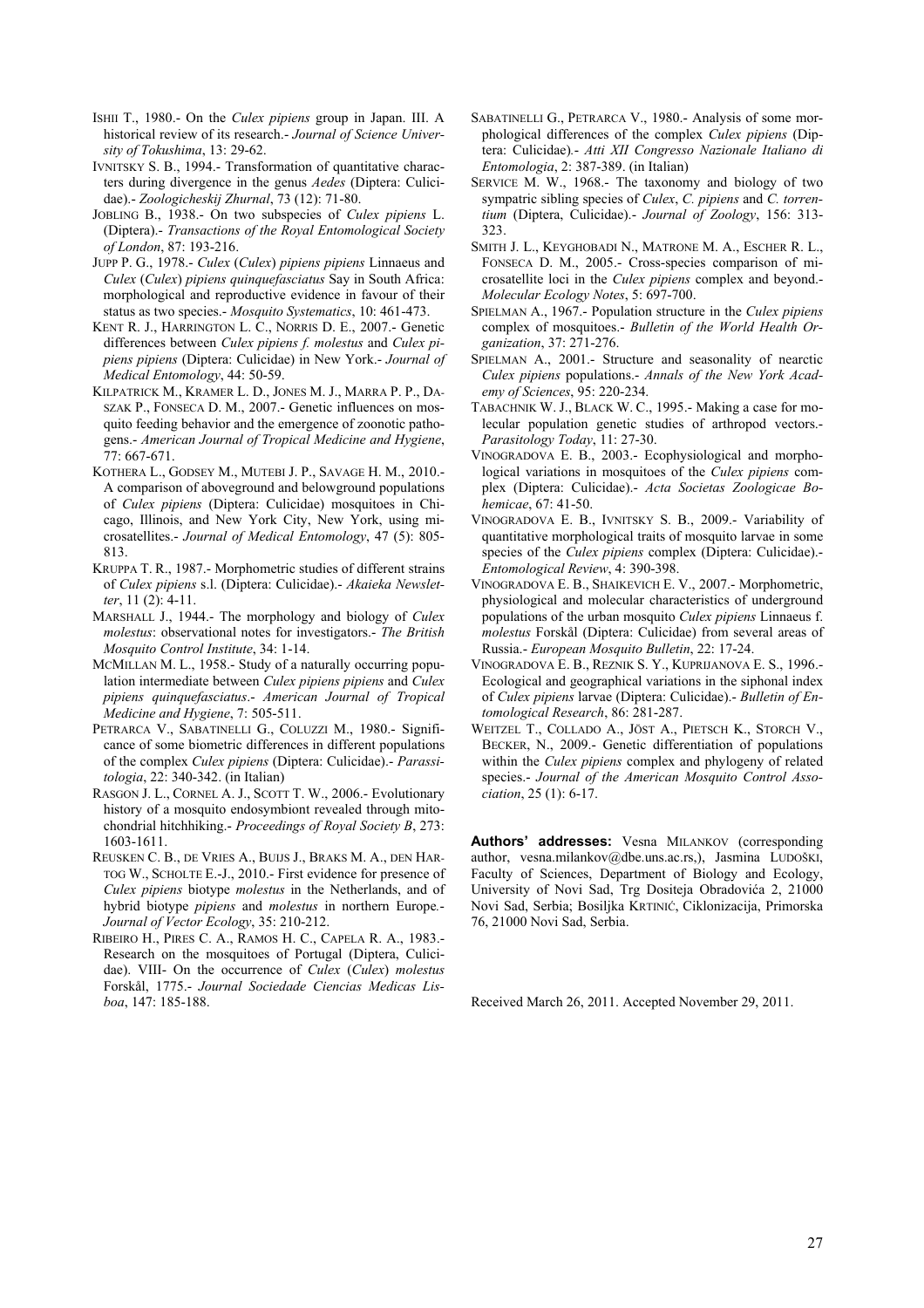ISHII T., 1980.- On the *Culex pipiens* group in Japan. III. A historical review of its research.- *Journal of Science University of Tokushima*, 13: 29-62.

IVNITSKY S. B., 1994.- Transformation of quantitative characters during divergence in the genus *Aedes* (Diptera: Culicidae).- *Zoologicheskij Zhurnal*, 73 (12): 71-80.

JOBLING B., 1938.- On two subspecies of *Culex pipiens* L. (Diptera).- *Transactions of the Royal Entomological Society of London*, 87: 193-216.

JUPP P. G., 1978.- *Culex* (*Culex*) *pipiens pipiens* Linnaeus and *Culex* (*Culex*) *pipiens quinquefasciatus* Say in South Africa: morphological and reproductive evidence in favour of their status as two species.- *Mosquito Systematics*, 10: 461-473.

KENT R. J., HARRINGTON L. C., NORRIS D. E., 2007.- Genetic differences between *Culex pipiens f. molestus* and *Culex pipiens pipiens* (Diptera: Culicidae) in New York.- *Journal of Medical Entomology*, 44: 50-59.

KILPATRICK M., KRAMER L. D., JONES M. J., MARRA P. P., DASZAK P., FONSECA D. M., 2007.- Genetic influences on mosquito feeding behavior and the emergence of zoonotic pathogens.- *American Journal of Tropical Medicine and Hygiene*, 77: 667-671.

KOTHERA L., GODSEY M., MUTEBI J. P., SAVAGE H. M., 2010.- A comparison of aboveground and belowground populations of *Culex pipiens* (Diptera: Culicidae) mosquitoes in Chicago, Illinois, and New York City, New York, using microsatellites.- *Journal of Medical Entomology*, 47 (5): 805-813.

KRUPPA T. R., 1987.- Morphometric studies of different strains of *Culex pipiens* s.l. (Diptera: Culicidae).- *Akaieka Newsletter*, 11 (2): 4-11.

MARSHALL J., 1944.- The morphology and biology of *Culex molestus*: observational notes for investigators.- *The British Mosquito Control Institute*, 34: 1-14.

MCMILLAN M. L., 1958.- Study of a naturally occurring population intermediate between *Culex pipiens pipiens* and *Culex pipiens quinquefasciatus*.- *American Journal of Tropical Medicine and Hygiene*, 7: 505-511.

PETRARCA V., SABATINELLI G., COLUZZI M., 1980.- Significance of some biometric differences in different populations of the complex *Culex pipiens* (Diptera: Culicidae).- *Parassitologia*, 22: 340-342. (in Italian)

RASGON J. L., CORNEL A. J., SCOTT T. W., 2006.- Evolutionary history of a mosquito endosymbiont revealed through mitochondrial hitchhiking.- *Proceedings of Royal Society B*, 273: 1603-1611.

REUSKEN C. B., DE VRIES A., BUIJS J., BRAKS M. A., DEN HARTOG W., SCHOLTE E.-J., 2010.- First evidence for presence of *Culex pipiens* biotype *molestus* in the Netherlands, and of hybrid biotype *pipiens* and *molestus* in northern Europe.- *Journal of Vector Ecology*, 35: 210-212.

RIBEIRO H., PIRES C. A., RAMOS H. C., CAPELA R. A., 1983.- Research on the mosquitoes of Portugal (Diptera, Culicidae). VIII- On the occurrence of *Culex* (*Culex*) *molestus* Forskål, 1775.- *Journal Sociedade Ciencias Medicas Lisboa*, 147: 185-188.

SABATINELLI G., PETRARCA V., 1980.- Analysis of some morphological differences of the complex *Culex pipiens* (Diptera: Culicidae).- *Atti XII Congresso Nazionale Italiano di Entomologia*, 2: 387-389. (in Italian)

SERVICE M. W., 1968.- The taxonomy and biology of two sympatric sibling species of *Culex*, *C. pipiens* and *C. torrentium* (Diptera, Culicidae).- *Journal of Zoology*, 156: 313-323.

SMITH J. L., KEYGHOBADI N., MATRONE M. A., ESCHER R. L., FONSECA D. M., 2005.- Cross-species comparison of microsatellite loci in the *Culex pipiens* complex and beyond.- *Molecular Ecology Notes*, 5: 697-700.

SPIELMAN A., 1967.- Population structure in the *Culex pipiens* complex of mosquitoes.- *Bulletin of the World Health Organization*, 37: 271-276.

SPIELMAN A., 2001.- Structure and seasonality of nearctic *Culex pipiens* populations.- *Annals of the New York Academy of Sciences*, 95: 220-234.

TABACHNIK W. J., BLACK W. C., 1995.- Making a case for molecular population genetic studies of arthropod vectors.- *Parasitology Today*, 11: 27-30.

VINOGRADOVA E. B., 2003.- Ecophysiological and morphological variations in mosquitoes of the *Culex pipiens* complex (Diptera: Culicidae).- *Acta Societas Zoologicae Bohemicae*, 67: 41-50.

VINOGRADOVA E. B., IVNITSKY S. B., 2009.- Variability of quantitative morphological traits of mosquito larvae in some species of the *Culex pipiens* complex (Diptera: Culicidae).- *Entomological Review*, 4: 390-398.

VINOGRADOVA E. B., SHAIKEVICH E. V., 2007.- Morphometric, physiological and molecular characteristics of underground populations of the urban mosquito *Culex pipiens* Linnaeus f. *molestus* Forskål (Diptera: Culicidae) from several areas of Russia.- *European Mosquito Bulletin*, 22: 17-24.

VINOGRADOVA E. B., REZNIK S. Y., KUPRIJANOVA E. S., 1996.- Ecological and geographical variations in the siphonal index of *Culex pipiens* larvae (Diptera: Culicidae).- *Bulletin of Entomological Research*, 86: 281-287.

WEITZEL T., COLLADO A., JÖST A., PIETSCH K., STORCH V., BECKER, N., 2009.- Genetic differentiation of populations within the *Culex pipiens* complex and phylogeny of related species.- *Journal of the American Mosquito Control Association*, 25 (1): 6-17.

**Authors' addresses:** Vesna MILANKOV (corresponding author, vesna.milankov@dbe.uns.ac.rs,), Jasmina LUDOŠKI, Faculty of Sciences, Department of Biology and Ecology, University of Novi Sad, Trg Dositeja Obradovića 2, 21000 Novi Sad, Serbia; Bosiljka KRTINIĆ, Ciklonizacija, Primorska 76, 21000 Novi Sad, Serbia.

Received March 26, 2011. Accepted November 29, 2011.